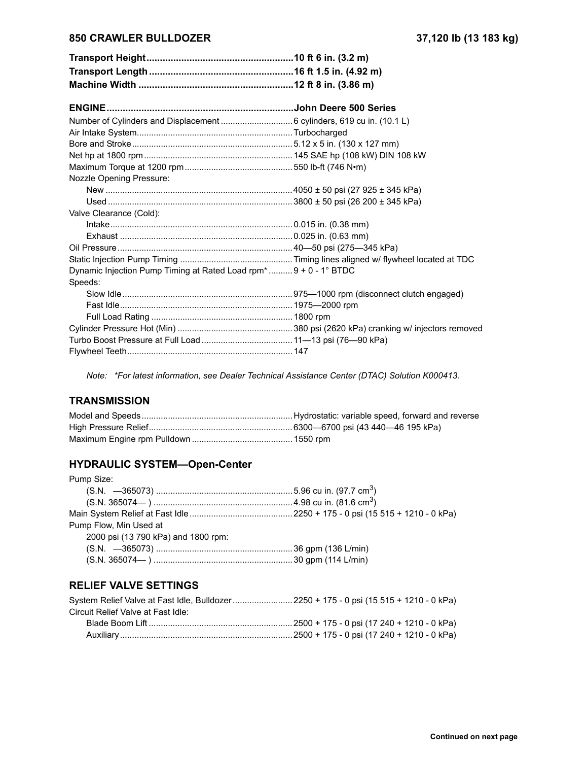# 850 CRAWLER BULLDOZER — 37,120 lb (13 183 kg)

| | |
|---|---|
| **Transport Height** | **10 ft 6 in. (3.2 m)** |
| **Transport Length** | **16 ft 1.5 in. (4.92 m)** |
| **Machine Width** | **12 ft 8 in. (3.86 m)** |

## ENGINE — John Deere 500 Series

| | |
|---|---|
| Number of Cylinders and Displacement | 6 cylinders, 619 cu in. (10.1 L) |
| Air Intake System | Turbocharged |
| Bore and Stroke | 5.12 x 5 in. (130 x 127 mm) |
| Net hp at 1800 rpm | 145 SAE hp (108 kW) DIN 108 kW |
| Maximum Torque at 1200 rpm | 550 lb-ft (746 N•m) |
| Nozzle Opening Pressure: | |
| New | 4050 ± 50 psi (27 925 ± 345 kPa) |
| Used | 3800 ± 50 psi (26 200 ± 345 kPa) |
| Valve Clearance (Cold): | |
| Intake | 0.015 in. (0.38 mm) |
| Exhaust | 0.025 in. (0.63 mm) |
| Oil Pressure | 40—50 psi (275—345 kPa) |
| Static Injection Pump Timing | Timing lines aligned w/ flywheel located at TDC |
| Dynamic Injection Pump Timing at Rated Load rpm* | 9 + 0 - 1° BTDC |
| Speeds: | |
| Slow Idle | 975—1000 rpm (disconnect clutch engaged) |
| Fast Idle | 1975—2000 rpm |
| Full Load Rating | 1800 rpm |
| Cylinder Pressure Hot (Min) | 380 psi (2620 kPa) cranking w/ injectors removed |
| Turbo Boost Pressure at Full Load | 11—13 psi (76—90 kPa) |
| Flywheel Teeth | 147 |

*Note: \*For latest information, see Dealer Technical Assistance Center (DTAC) Solution K000413.*

## TRANSMISSION

| | |
|---|---|
| Model and Speeds | Hydrostatic: variable speed, forward and reverse |
| High Pressure Relief | 6300—6700 psi (43 440—46 195 kPa) |
| Maximum Engine rpm Pulldown | 1550 rpm |

## HYDRAULIC SYSTEM—Open-Center

| | |
|---|---|
| Pump Size: | |
| (S.N. —365073) | 5.96 cu in. (97.7 cm$^3$) |
| (S.N. 365074— ) | 4.98 cu in. (81.6 cm$^3$) |
| Main System Relief at Fast Idle | 2250 + 175 - 0 psi (15 515 + 1210 - 0 kPa) |
| Pump Flow, Min Used at 2000 psi (13 790 kPa) and 1800 rpm: | |
| (S.N. —365073) | 36 gpm (136 L/min) |
| (S.N. 365074— ) | 30 gpm (114 L/min) |

## RELIEF VALVE SETTINGS

| | |
|---|---|
| System Relief Valve at Fast Idle, Bulldozer | 2250 + 175 - 0 psi (15 515 + 1210 - 0 kPa) |
| Circuit Relief Valve at Fast Idle: | |
| Blade Boom Lift | 2500 + 175 - 0 psi (17 240 + 1210 - 0 kPa) |
| Auxiliary | 2500 + 175 - 0 psi (17 240 + 1210 - 0 kPa) |

**Continued on next page**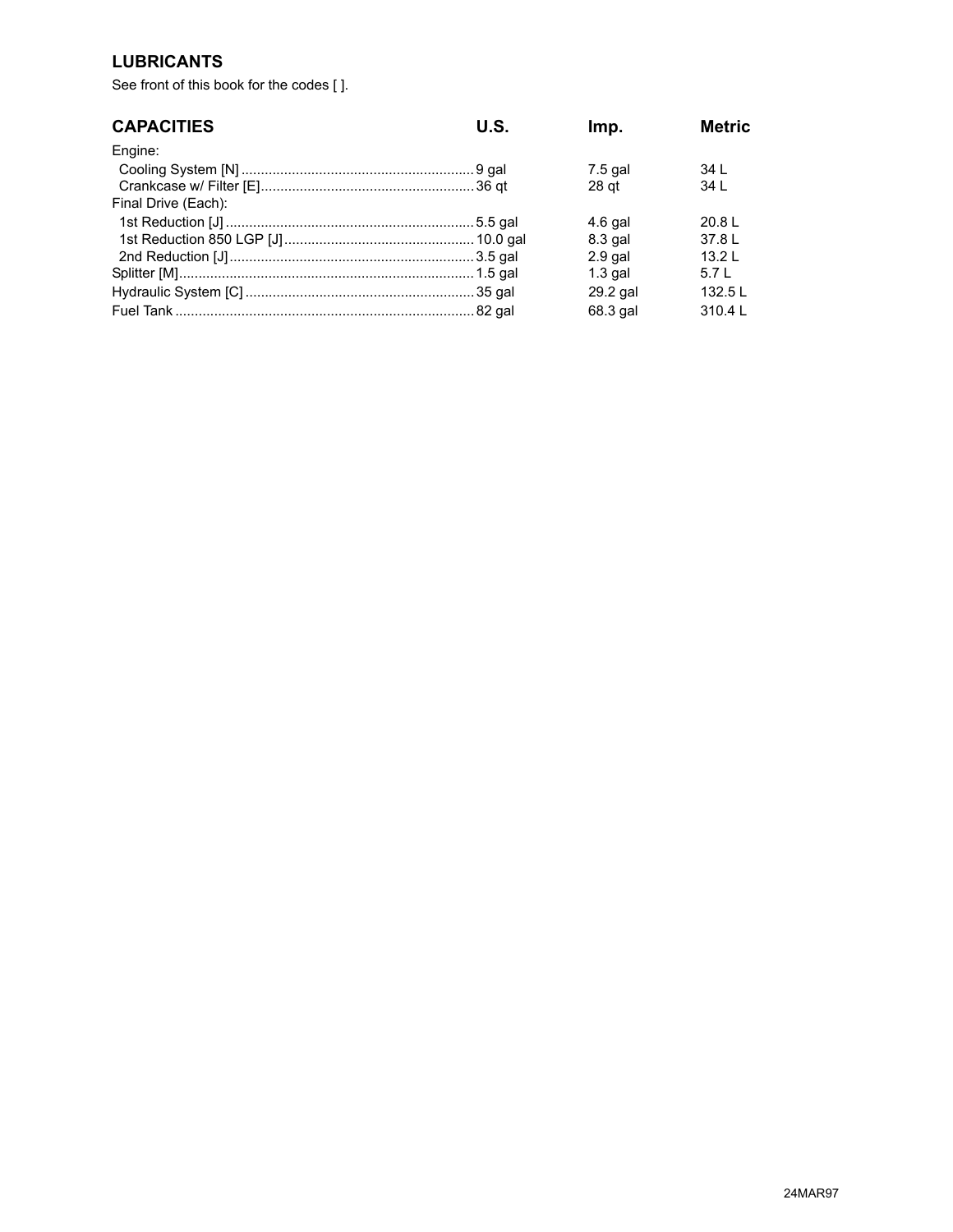## LUBRICANTS

See front of this book for the codes [ ].

| CAPACITIES | U.S. | Imp. | Metric |
|---|---|---|---|
| Engine: | | | |
| Cooling System [N] | 9 gal | 7.5 gal | 34 L |
| Crankcase w/ Filter [E] | 36 qt | 28 qt | 34 L |
| Final Drive (Each): | | | |
| 1st Reduction [J] | 5.5 gal | 4.6 gal | 20.8 L |
| 1st Reduction 850 LGP [J] | 10.0 gal | 8.3 gal | 37.8 L |
| 2nd Reduction [J] | 3.5 gal | 2.9 gal | 13.2 L |
| Splitter [M] | 1.5 gal | 1.3 gal | 5.7 L |
| Hydraulic System [C] | 35 gal | 29.2 gal | 132.5 L |
| Fuel Tank | 82 gal | 68.3 gal | 310.4 L |

24MAR97